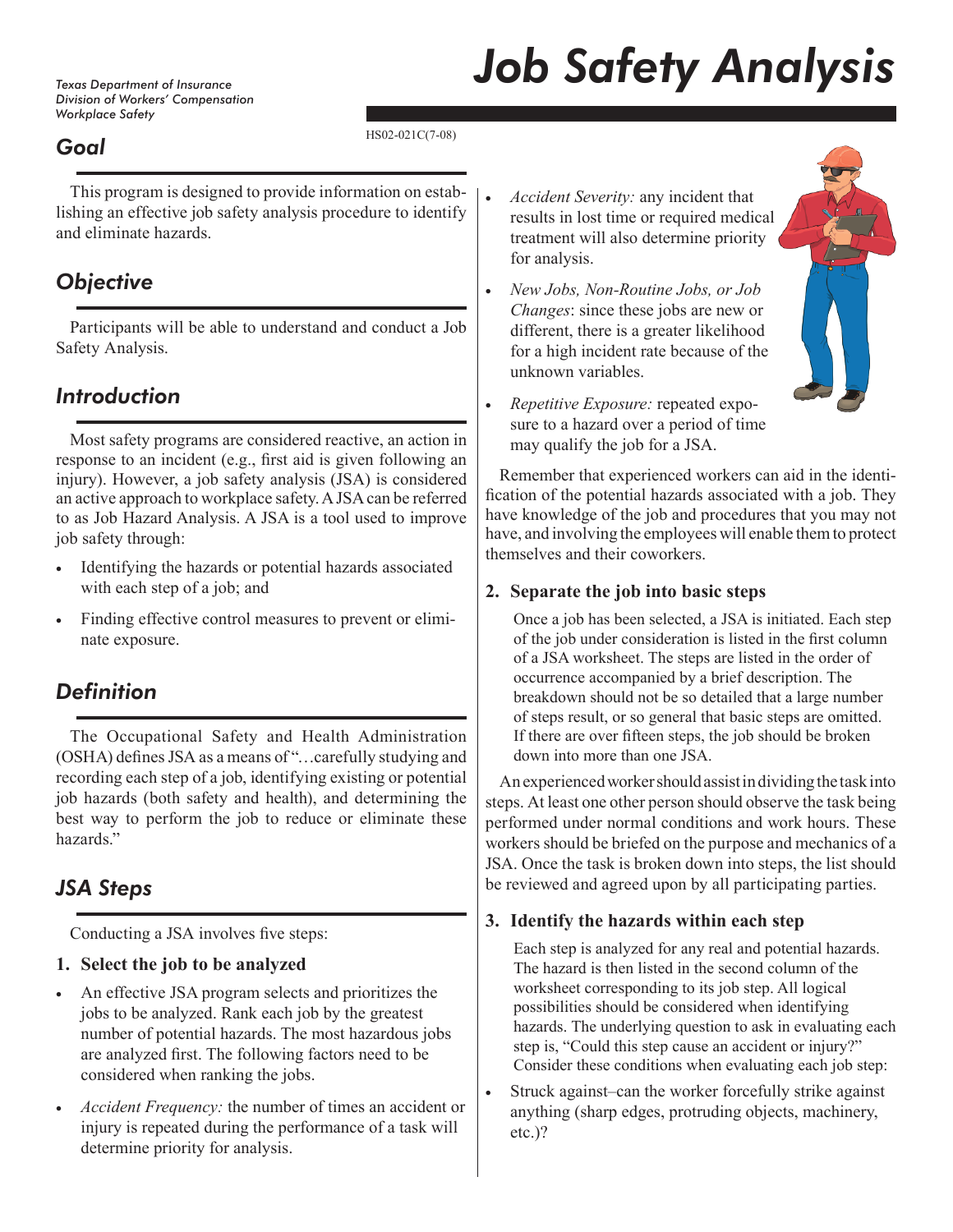Texas Department of Insurance
Division of Workers' Compensation
Workplace Safety

# Job Safety Analysis

HS02-021C(7-08)

## Goal

This program is designed to provide information on establishing an effective job safety analysis procedure to identify and eliminate hazards.

## Objective

Participants will be able to understand and conduct a Job Safety Analysis.

## Introduction

Most safety programs are considered reactive, an action in response to an incident (e.g., first aid is given following an injury). However, a job safety analysis (JSA) is considered an active approach to workplace safety. A JSA can be referred to as Job Hazard Analysis. A JSA is a tool used to improve job safety through:

- Identifying the hazards or potential hazards associated with each step of a job; and
- Finding effective control measures to prevent or eliminate exposure.

## Definition

The Occupational Safety and Health Administration (OSHA) defines JSA as a means of "…carefully studying and recording each step of a job, identifying existing or potential job hazards (both safety and health), and determining the best way to perform the job to reduce or eliminate these hazards."

## JSA Steps

Conducting a JSA involves five steps:

### 1. Select the job to be analyzed

- An effective JSA program selects and prioritizes the jobs to be analyzed. Rank each job by the greatest number of potential hazards. The most hazardous jobs are analyzed first. The following factors need to be considered when ranking the jobs.
- *Accident Frequency:* the number of times an accident or injury is repeated during the performance of a task will determine priority for analysis.
- *Accident Severity:* any incident that results in lost time or required medical treatment will also determine priority for analysis.
- *New Jobs, Non-Routine Jobs, or Job Changes*: since these jobs are new or different, there is a greater likelihood for a high incident rate because of the unknown variables.
- *Repetitive Exposure:* repeated exposure to a hazard over a period of time may qualify the job for a JSA.

Remember that experienced workers can aid in the identification of the potential hazards associated with a job. They have knowledge of the job and procedures that you may not have, and involving the employees will enable them to protect themselves and their coworkers.

### 2. Separate the job into basic steps

Once a job has been selected, a JSA is initiated. Each step of the job under consideration is listed in the first column of a JSA worksheet. The steps are listed in the order of occurrence accompanied by a brief description. The breakdown should not be so detailed that a large number of steps result, or so general that basic steps are omitted. If there are over fifteen steps, the job should be broken down into more than one JSA.

An experienced worker should assist in dividing the task into steps. At least one other person should observe the task being performed under normal conditions and work hours. These workers should be briefed on the purpose and mechanics of a JSA. Once the task is broken down into steps, the list should be reviewed and agreed upon by all participating parties.

### 3. Identify the hazards within each step

Each step is analyzed for any real and potential hazards. The hazard is then listed in the second column of the worksheet corresponding to its job step. All logical possibilities should be considered when identifying hazards. The underlying question to ask in evaluating each step is, "Could this step cause an accident or injury?" Consider these conditions when evaluating each job step:

- Struck against–can the worker forcefully strike against anything (sharp edges, protruding objects, machinery, etc.)?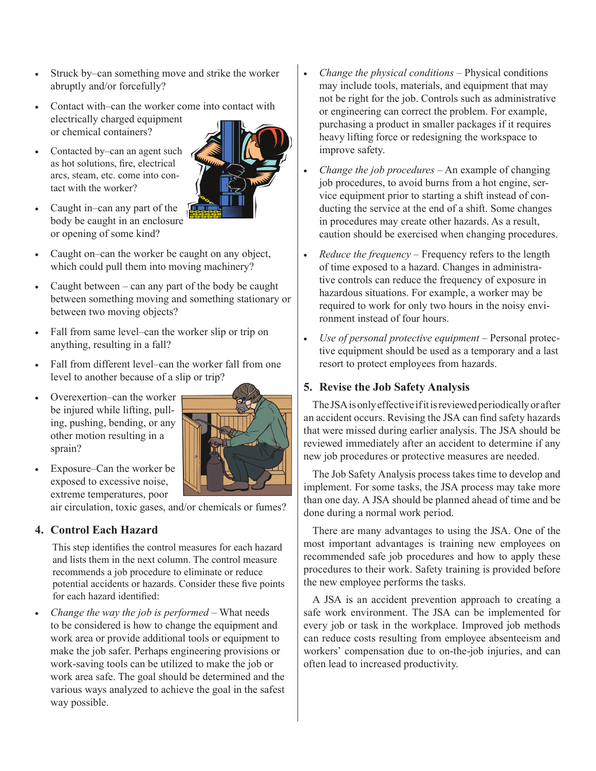- Struck by–can something move and strike the worker abruptly and/or forcefully?
- Contact with–can the worker come into contact with electrically charged equipment or chemical containers?
- Contacted by–can an agent such as hot solutions, fire, electrical arcs, steam, etc. come into contact with the worker?
- Caught in–can any part of the body be caught in an enclosure or opening of some kind?
- Caught on–can the worker be caught on any object, which could pull them into moving machinery?
- Caught between – can any part of the body be caught between something moving and something stationary or between two moving objects?
- Fall from same level–can the worker slip or trip on anything, resulting in a fall?
- Fall from different level–can the worker fall from one level to another because of a slip or trip?
- Overexertion–can the worker be injured while lifting, pulling, pushing, bending, or any other motion resulting in a sprain?
- Exposure–Can the worker be exposed to excessive noise, extreme temperatures, poor air circulation, toxic gases, and/or chemicals or fumes?

## 4. Control Each Hazard

This step identifies the control measures for each hazard and lists them in the next column. The control measure recommends a job procedure to eliminate or reduce potential accidents or hazards. Consider these five points for each hazard identified:

- *Change the way the job is performed* – What needs to be considered is how to change the equipment and work area or provide additional tools or equipment to make the job safer. Perhaps engineering provisions or work-saving tools can be utilized to make the job or work area safe. The goal should be determined and the various ways analyzed to achieve the goal in the safest way possible.
- *Change the physical conditions* – Physical conditions may include tools, materials, and equipment that may not be right for the job. Controls such as administrative or engineering can correct the problem. For example, purchasing a product in smaller packages if it requires heavy lifting force or redesigning the workspace to improve safety.
- *Change the job procedures* – An example of changing job procedures, to avoid burns from a hot engine, service equipment prior to starting a shift instead of conducting the service at the end of a shift. Some changes in procedures may create other hazards. As a result, caution should be exercised when changing procedures.
- *Reduce the frequency* – Frequency refers to the length of time exposed to a hazard. Changes in administrative controls can reduce the frequency of exposure in hazardous situations. For example, a worker may be required to work for only two hours in the noisy environment instead of four hours.
- *Use of personal protective equipment* – Personal protective equipment should be used as a temporary and a last resort to protect employees from hazards.

## 5. Revise the Job Safety Analysis

The JSA is only effective if it is reviewed periodically or after an accident occurs. Revising the JSA can find safety hazards that were missed during earlier analysis. The JSA should be reviewed immediately after an accident to determine if any new job procedures or protective measures are needed.

The Job Safety Analysis process takes time to develop and implement. For some tasks, the JSA process may take more than one day. A JSA should be planned ahead of time and be done during a normal work period.

There are many advantages to using the JSA. One of the most important advantages is training new employees on recommended safe job procedures and how to apply these procedures to their work. Safety training is provided before the new employee performs the tasks.

A JSA is an accident prevention approach to creating a safe work environment. The JSA can be implemented for every job or task in the workplace. Improved job methods can reduce costs resulting from employee absenteeism and workers' compensation due to on-the-job injuries, and can often lead to increased productivity.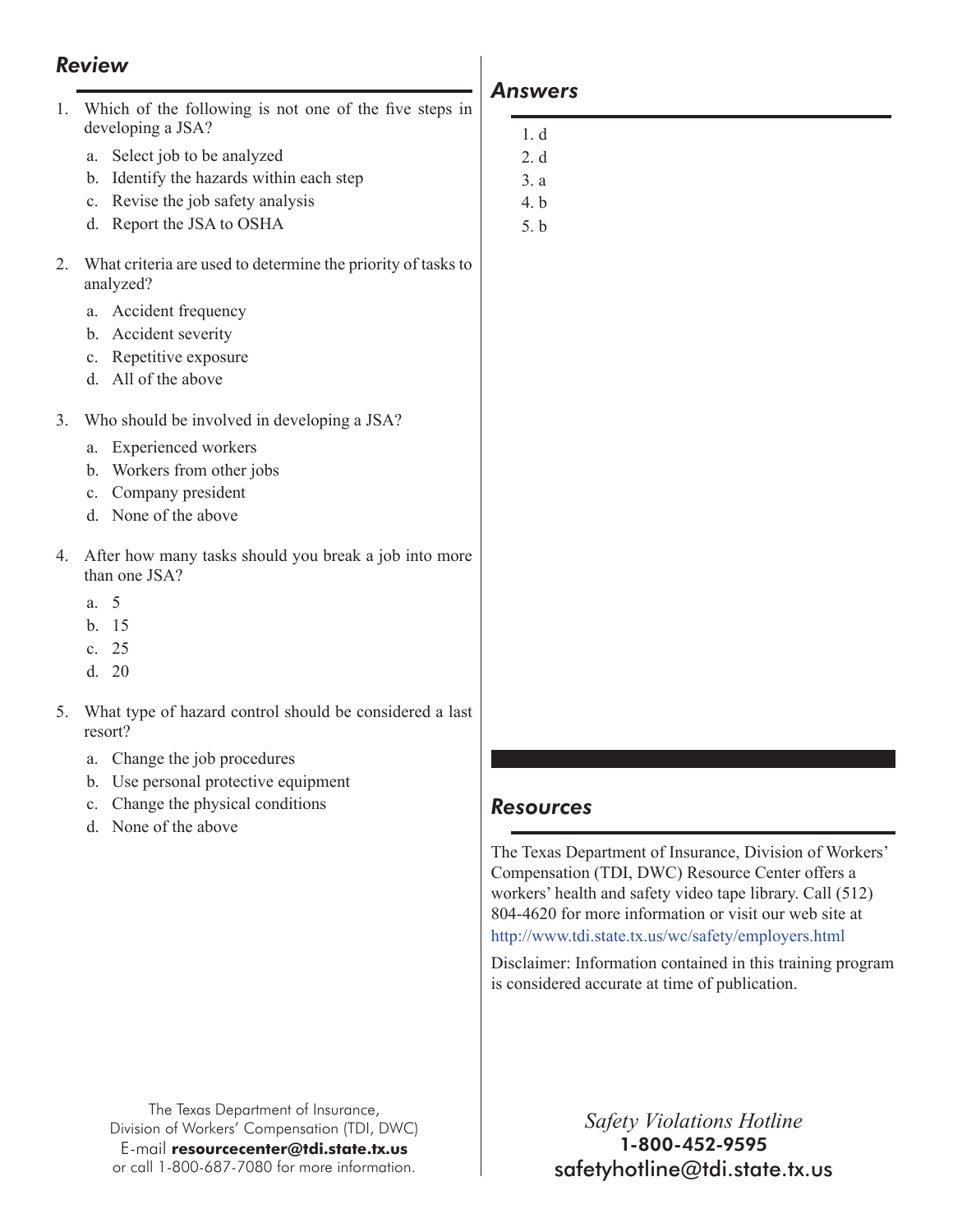## *Review*

1. Which of the following is not one of the five steps in developing a JSA?
   a. Select job to be analyzed
   b. Identify the hazards within each step
   c. Revise the job safety analysis
   d. Report the JSA to OSHA

2. What criteria are used to determine the priority of tasks to analyzed?
   a. Accident frequency
   b. Accident severity
   c. Repetitive exposure
   d. All of the above

3. Who should be involved in developing a JSA?
   a. Experienced workers
   b. Workers from other jobs
   c. Company president
   d. None of the above

4. After how many tasks should you break a job into more than one JSA?
   a. 5
   b. 15
   c. 25
   d. 20

5. What type of hazard control should be considered a last resort?
   a. Change the job procedures
   b. Use personal protective equipment
   c. Change the physical conditions
   d. None of the above

The Texas Department of Insurance,
Division of Workers' Compensation (TDI, DWC)
E-mail **resourcecenter@tdi.state.tx.us**
or call 1-800-687-7080 for more information.

## *Answers*

1. d
2. d
3. a
4. b
5. b

## *Resources*

The Texas Department of Insurance, Division of Workers' Compensation (TDI, DWC) Resource Center offers a workers' health and safety video tape library. Call (512) 804-4620 for more information or visit our web site at http://www.tdi.state.tx.us/wc/safety/employers.html

Disclaimer: Information contained in this training program is considered accurate at time of publication.

*Safety Violations Hotline*
**1-800-452-9595**
safetyhotline@tdi.state.tx.us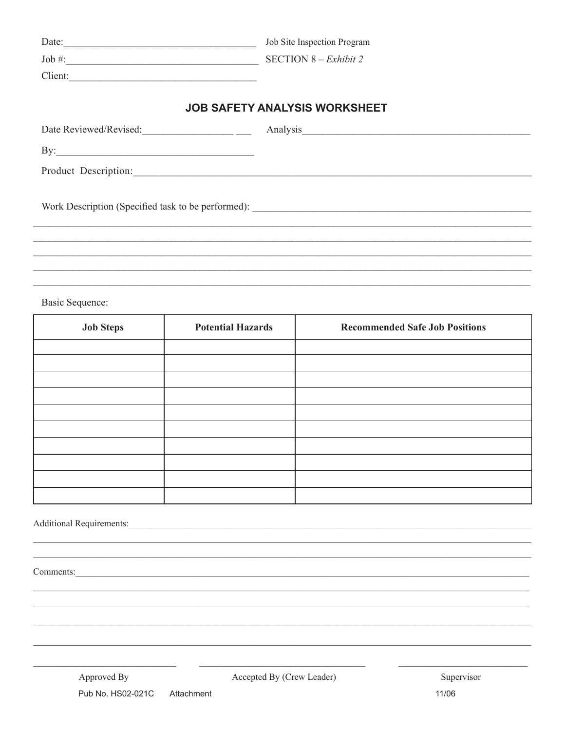Date:\_\_\_\_\_\_\_\_\_\_\_\_\_\_\_\_\_\_\_\_\_\_\_\_\_\_\_\_\_\_\_\_\_\_\_\_\_\_ Job Site Inspection Program

Job #:\_\_\_\_\_\_\_\_\_\_\_\_\_\_\_\_\_\_\_\_\_\_\_\_\_\_\_\_\_\_\_\_\_\_\_\_\_\_ SECTION 8 – *Exhibit 2*

Client:\_\_\_\_\_\_\_\_\_\_\_\_\_\_\_\_\_\_\_\_\_\_\_\_\_\_\_\_\_\_\_\_\_\_\_\_\_\_

## JOB SAFETY ANALYSIS WORKSHEET

Date Reviewed/Revised:\_\_\_\_\_\_\_\_\_\_\_\_\_\_\_\_\_\_ \_\_\_ Analysis\_\_\_\_\_\_\_\_\_\_\_\_\_\_\_\_\_\_\_\_\_\_\_\_\_\_\_\_\_\_\_\_\_\_\_\_\_\_\_\_\_\_\_\_\_

By:\_\_\_\_\_\_\_\_\_\_\_\_\_\_\_\_\_\_\_\_\_\_\_\_\_\_\_\_\_\_\_\_\_\_\_\_\_\_

Product Description:\_\_\_\_\_\_\_\_\_\_\_\_\_\_\_\_\_\_\_\_\_\_\_\_\_\_\_\_\_\_\_\_\_\_\_\_\_\_\_\_\_\_\_\_\_\_\_\_\_\_\_\_\_\_\_\_\_\_\_\_\_\_\_\_\_\_\_\_\_\_\_\_\_\_\_\_\_\_

Work Description (Specified task to be performed): \_\_\_\_\_\_\_\_\_\_\_\_\_\_\_\_\_\_\_\_\_\_\_\_\_\_\_\_\_\_\_\_\_\_\_\_\_\_\_\_\_\_\_\_\_\_\_\_\_\_\_\_\_\_\_

Basic Sequence:

| Job Steps | Potential Hazards | Recommended Safe Job Positions |
|---|---|---|
| | | |
| | | |
| | | |
| | | |
| | | |
| | | |
| | | |
| | | |
| | | |
| | | |

Additional Requirements:\_\_\_\_\_\_\_\_\_\_\_\_\_\_\_\_\_\_\_\_\_\_\_\_\_\_\_\_\_\_\_\_\_\_\_\_\_\_\_\_\_\_\_\_\_\_\_\_\_\_\_\_\_\_\_\_\_\_\_\_\_\_\_\_\_\_\_\_\_\_\_\_\_\_\_\_\_\_\_\_\_\_\_\_\_\_\_\_

Comments:\_\_\_\_\_\_\_\_\_\_\_\_\_\_\_\_\_\_\_\_\_\_\_\_\_\_\_\_\_\_\_\_\_\_\_\_\_\_\_\_\_\_\_\_\_\_\_\_\_\_\_\_\_\_\_\_\_\_\_\_\_\_\_\_\_\_\_\_\_\_\_\_\_\_\_\_\_\_\_\_\_\_\_\_\_\_\_\_\_\_\_\_\_

\_\_\_\_\_\_\_\_\_\_\_\_\_\_\_\_\_\_\_\_\_\_\_\_\_\_\_ \_\_\_\_\_\_\_\_\_\_\_\_\_\_\_\_\_\_\_\_\_\_\_\_\_\_\_\_\_\_\_ \_\_\_\_\_\_\_\_\_\_\_\_\_\_\_\_\_\_\_\_\_\_\_\_\_\_

Approved By Accepted By (Crew Leader) Supervisor

Pub No. HS02-021C Attachment 11/06